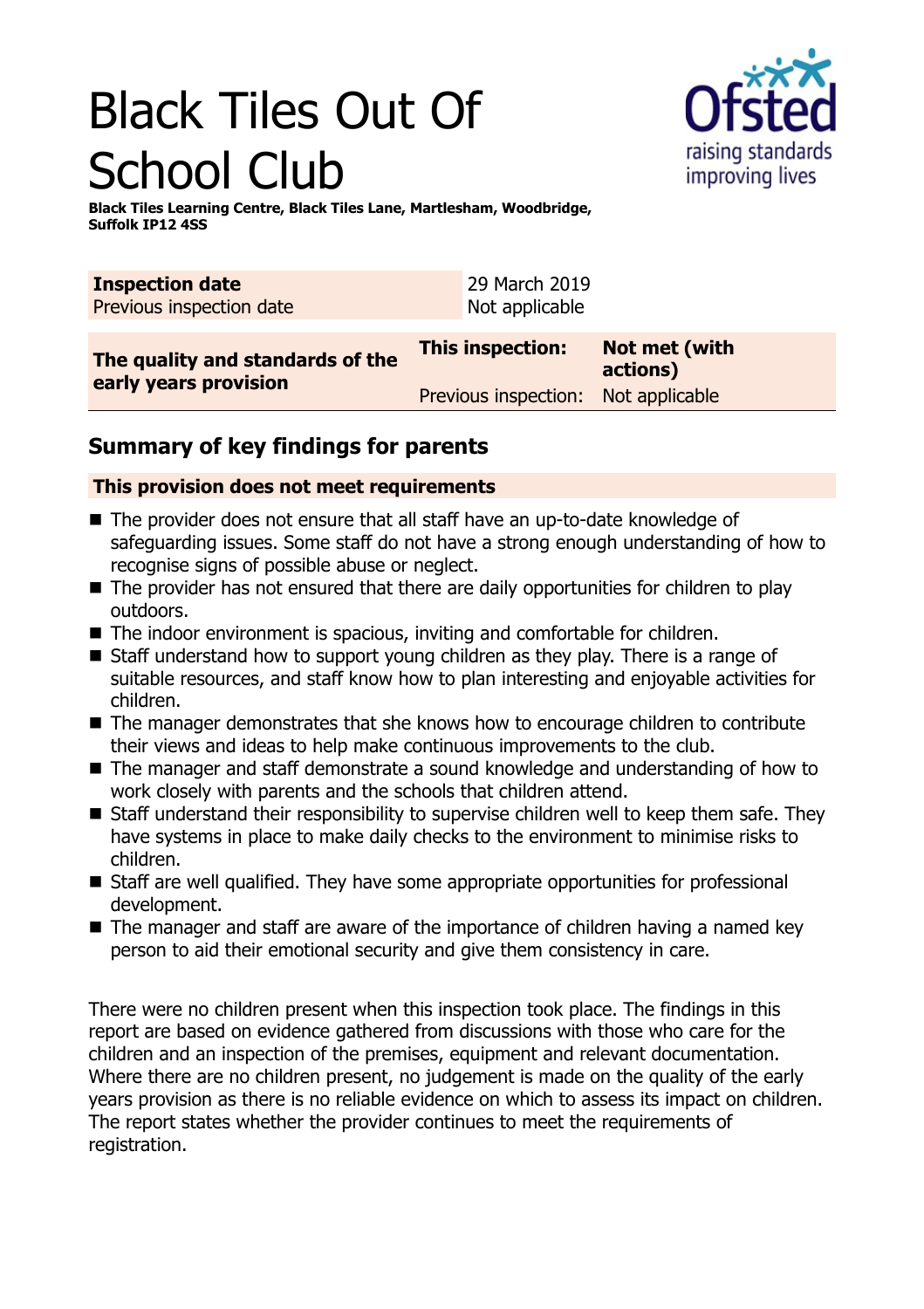# Black Tiles Out Of School Club

**Black Tiles Learning Centre, Black Tiles Lane, Martlesham, Woodbridge, Suffolk IP12 4SS**

| **Inspection date** | 29 March 2019 |
|---|---|
| Previous inspection date | Not applicable |

| **The quality and standards of the early years provision** | **This inspection:** | **Not met (with actions)** |
|---|---|---|
| | Previous inspection: | Not applicable |

## Summary of key findings for parents

**This provision does not meet requirements**

- The provider does not ensure that all staff have an up-to-date knowledge of safeguarding issues. Some staff do not have a strong enough understanding of how to recognise signs of possible abuse or neglect.
- The provider has not ensured that there are daily opportunities for children to play outdoors.
- The indoor environment is spacious, inviting and comfortable for children.
- Staff understand how to support young children as they play. There is a range of suitable resources, and staff know how to plan interesting and enjoyable activities for children.
- The manager demonstrates that she knows how to encourage children to contribute their views and ideas to help make continuous improvements to the club.
- The manager and staff demonstrate a sound knowledge and understanding of how to work closely with parents and the schools that children attend.
- Staff understand their responsibility to supervise children well to keep them safe. They have systems in place to make daily checks to the environment to minimise risks to children.
- Staff are well qualified. They have some appropriate opportunities for professional development.
- The manager and staff are aware of the importance of children having a named key person to aid their emotional security and give them consistency in care.

There were no children present when this inspection took place. The findings in this report are based on evidence gathered from discussions with those who care for the children and an inspection of the premises, equipment and relevant documentation. Where there are no children present, no judgement is made on the quality of the early years provision as there is no reliable evidence on which to assess its impact on children. The report states whether the provider continues to meet the requirements of registration.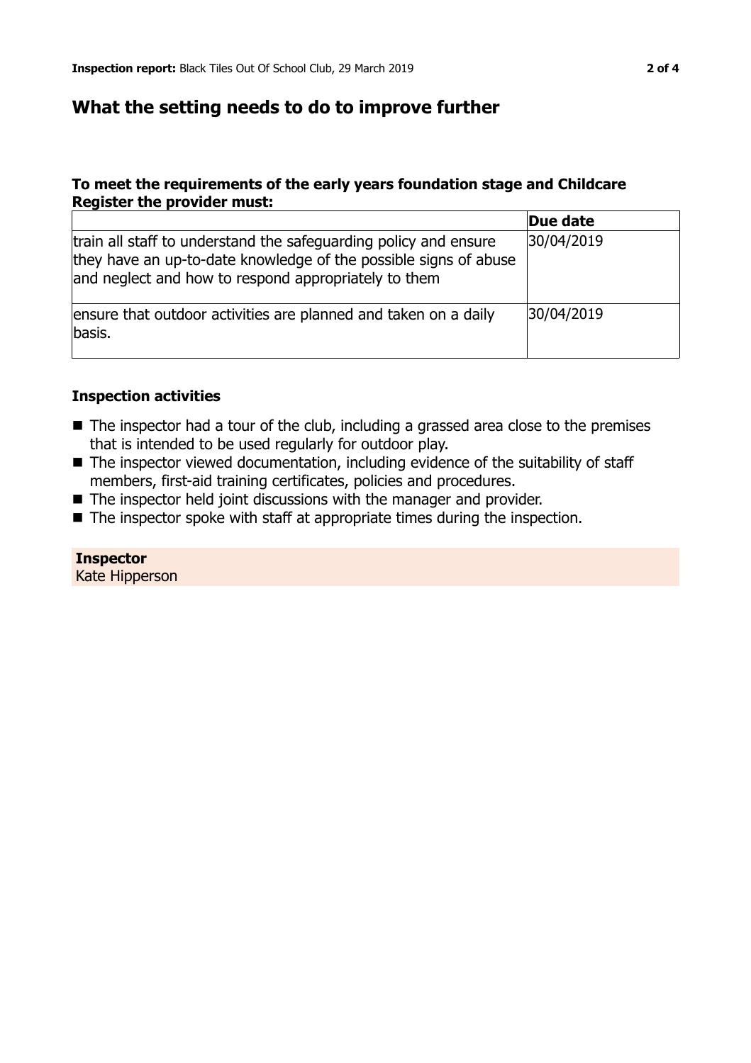## What the setting needs to do to improve further

### To meet the requirements of the early years foundation stage and Childcare Register the provider must:

| | Due date |
|---|---|
| train all staff to understand the safeguarding policy and ensure they have an up-to-date knowledge of the possible signs of abuse and neglect and how to respond appropriately to them | 30/04/2019 |
| ensure that outdoor activities are planned and taken on a daily basis. | 30/04/2019 |

### Inspection activities

- The inspector had a tour of the club, including a grassed area close to the premises that is intended to be used regularly for outdoor play.
- The inspector viewed documentation, including evidence of the suitability of staff members, first-aid training certificates, policies and procedures.
- The inspector held joint discussions with the manager and provider.
- The inspector spoke with staff at appropriate times during the inspection.

**Inspector**
Kate Hipperson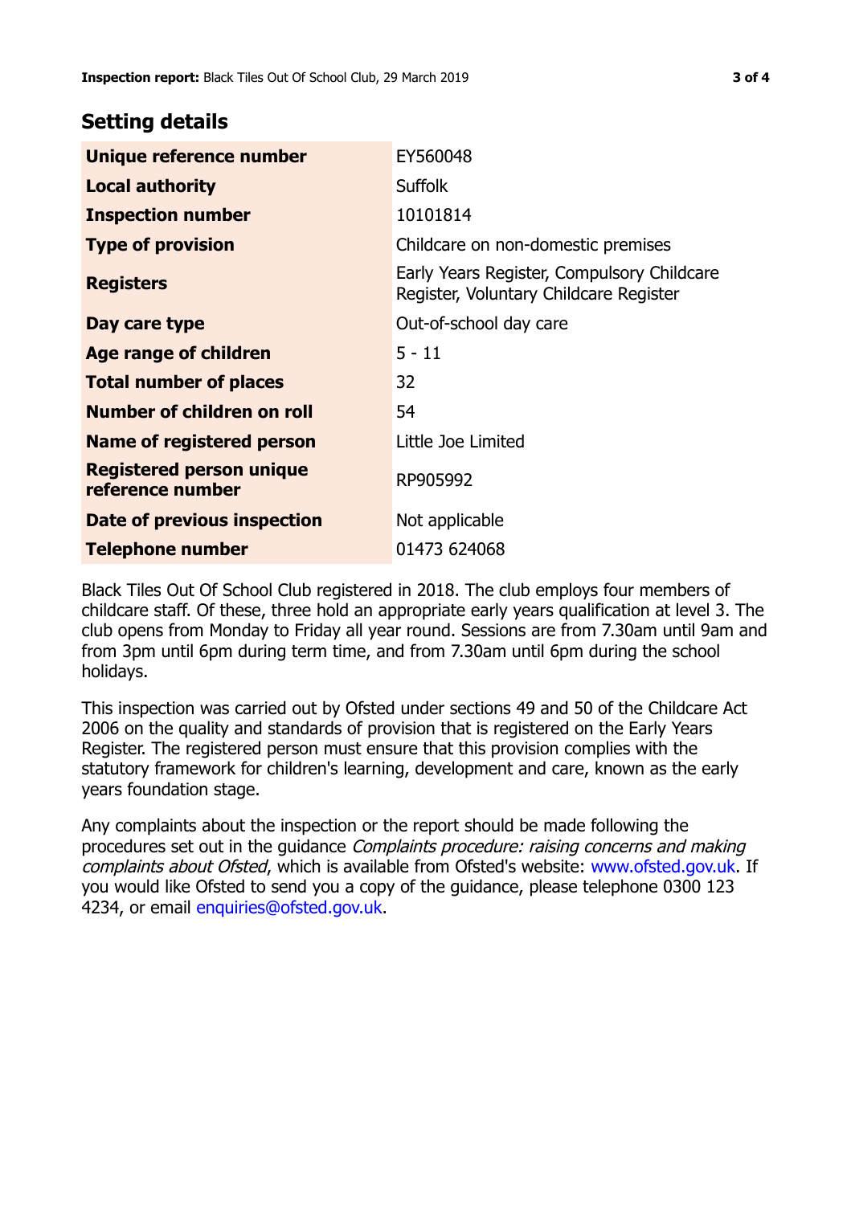## Setting details

| | |
|---|---|
| **Unique reference number** | EY560048 |
| **Local authority** | Suffolk |
| **Inspection number** | 10101814 |
| **Type of provision** | Childcare on non-domestic premises |
| **Registers** | Early Years Register, Compulsory Childcare Register, Voluntary Childcare Register |
| **Day care type** | Out-of-school day care |
| **Age range of children** | 5 - 11 |
| **Total number of places** | 32 |
| **Number of children on roll** | 54 |
| **Name of registered person** | Little Joe Limited |
| **Registered person unique reference number** | RP905992 |
| **Date of previous inspection** | Not applicable |
| **Telephone number** | 01473 624068 |

Black Tiles Out Of School Club registered in 2018. The club employs four members of childcare staff. Of these, three hold an appropriate early years qualification at level 3. The club opens from Monday to Friday all year round. Sessions are from 7.30am until 9am and from 3pm until 6pm during term time, and from 7.30am until 6pm during the school holidays.

This inspection was carried out by Ofsted under sections 49 and 50 of the Childcare Act 2006 on the quality and standards of provision that is registered on the Early Years Register. The registered person must ensure that this provision complies with the statutory framework for children's learning, development and care, known as the early years foundation stage.

Any complaints about the inspection or the report should be made following the procedures set out in the guidance *Complaints procedure: raising concerns and making complaints about Ofsted*, which is available from Ofsted's website: www.ofsted.gov.uk. If you would like Ofsted to send you a copy of the guidance, please telephone 0300 123 4234, or email enquiries@ofsted.gov.uk.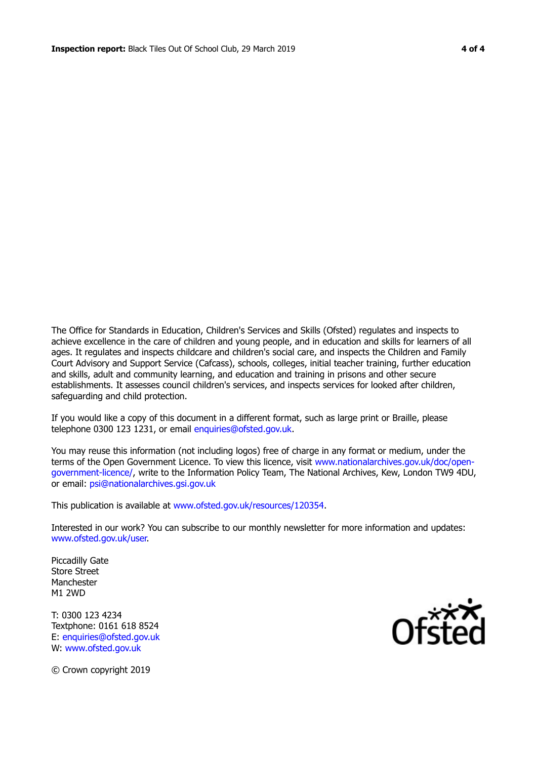The Office for Standards in Education, Children's Services and Skills (Ofsted) regulates and inspects to achieve excellence in the care of children and young people, and in education and skills for learners of all ages. It regulates and inspects childcare and children's social care, and inspects the Children and Family Court Advisory and Support Service (Cafcass), schools, colleges, initial teacher training, further education and skills, adult and community learning, and education and training in prisons and other secure establishments. It assesses council children's services, and inspects services for looked after children, safeguarding and child protection.

If you would like a copy of this document in a different format, such as large print or Braille, please telephone 0300 123 1231, or email enquiries@ofsted.gov.uk.

You may reuse this information (not including logos) free of charge in any format or medium, under the terms of the Open Government Licence. To view this licence, visit www.nationalarchives.gov.uk/doc/open-government-licence/, write to the Information Policy Team, The National Archives, Kew, London TW9 4DU, or email: psi@nationalarchives.gsi.gov.uk

This publication is available at www.ofsted.gov.uk/resources/120354.

Interested in our work? You can subscribe to our monthly newsletter for more information and updates: www.ofsted.gov.uk/user.

Piccadilly Gate
Store Street
Manchester
M1 2WD

T: 0300 123 4234
Textphone: 0161 618 8524
E: enquiries@ofsted.gov.uk
W: www.ofsted.gov.uk

© Crown copyright 2019